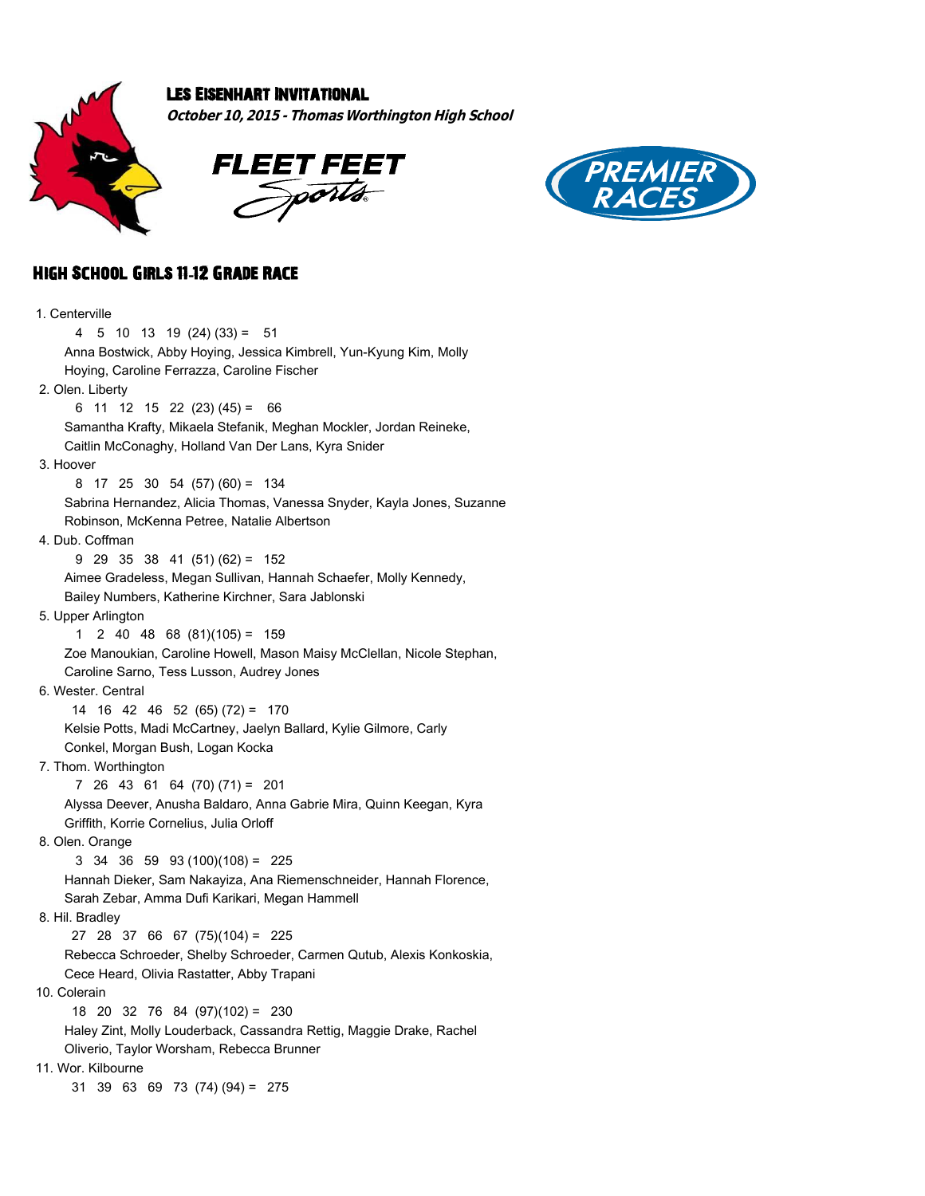# Les Eisenhart Invitational

***October 10, 2015 - Thomas Worthington High School***

FLEET FEET Sports

PREMIER RACES

## High School Girls 11-12 Grade Race

1. Centerville
   4 5 10 13 19 (24) (33) = 51
   Anna Bostwick, Abby Hoying, Jessica Kimbrell, Yun-Kyung Kim, Molly Hoying, Caroline Ferrazza, Caroline Fischer
2. Olen. Liberty
   6 11 12 15 22 (23) (45) = 66
   Samantha Krafty, Mikaela Stefanik, Meghan Mockler, Jordan Reineke, Caitlin McConaghy, Holland Van Der Lans, Kyra Snider
3. Hoover
   8 17 25 30 54 (57) (60) = 134
   Sabrina Hernandez, Alicia Thomas, Vanessa Snyder, Kayla Jones, Suzanne Robinson, McKenna Petree, Natalie Albertson
4. Dub. Coffman
   9 29 35 38 41 (51) (62) = 152
   Aimee Gradeless, Megan Sullivan, Hannah Schaefer, Molly Kennedy, Bailey Numbers, Katherine Kirchner, Sara Jablonski
5. Upper Arlington
   1 2 40 48 68 (81)(105) = 159
   Zoe Manoukian, Caroline Howell, Mason Maisy McClellan, Nicole Stephan, Caroline Sarno, Tess Lusson, Audrey Jones
6. Wester. Central
   14 16 42 46 52 (65) (72) = 170
   Kelsie Potts, Madi McCartney, Jaelyn Ballard, Kylie Gilmore, Carly Conkel, Morgan Bush, Logan Kocka
7. Thom. Worthington
   7 26 43 61 64 (70) (71) = 201
   Alyssa Deever, Anusha Baldaro, Anna Gabrie Mira, Quinn Keegan, Kyra Griffith, Korrie Cornelius, Julia Orloff
8. Olen. Orange
   3 34 36 59 93 (100)(108) = 225
   Hannah Dieker, Sam Nakayiza, Ana Riemenschneider, Hannah Florence, Sarah Zebar, Amma Dufi Karikari, Megan Hammell
8. Hil. Bradley
   27 28 37 66 67 (75)(104) = 225
   Rebecca Schroeder, Shelby Schroeder, Carmen Qutub, Alexis Konkoskia, Cece Heard, Olivia Rastatter, Abby Trapani
10. Colerain
    18 20 32 76 84 (97)(102) = 230
    Haley Zint, Molly Louderback, Cassandra Rettig, Maggie Drake, Rachel Oliverio, Taylor Worsham, Rebecca Brunner
11. Wor. Kilbourne
    31 39 63 69 73 (74) (94) = 275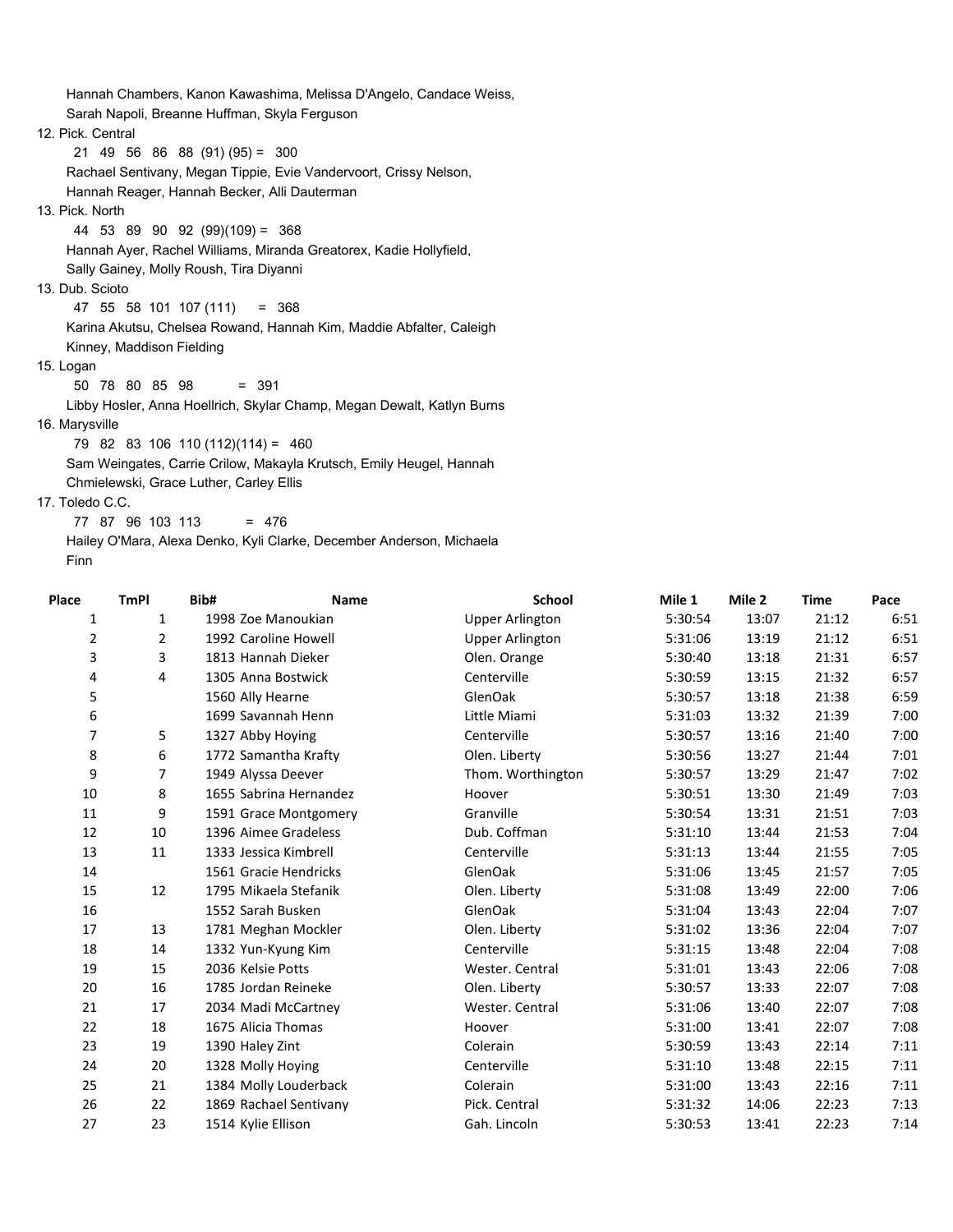Hannah Chambers, Kanon Kawashima, Melissa D'Angelo, Candace Weiss,
Sarah Napoli, Breanne Huffman, Skyla Ferguson

12. Pick. Central
   21 49 56 86 88 (91) (95) = 300
   Rachael Sentivany, Megan Tippie, Evie Vandervoort, Crissy Nelson,
   Hannah Reager, Hannah Becker, Alli Dauterman

13. Pick. North
   44 53 89 90 92 (99)(109) = 368
   Hannah Ayer, Rachel Williams, Miranda Greatorex, Kadie Hollyfield,
   Sally Gainey, Molly Roush, Tira Diyanni

13. Dub. Scioto
   47 55 58 101 107 (111) = 368
   Karina Akutsu, Chelsea Rowand, Hannah Kim, Maddie Abfalter, Caleigh
   Kinney, Maddison Fielding

15. Logan
   50 78 80 85 98 = 391
   Libby Hosler, Anna Hoellrich, Skylar Champ, Megan Dewalt, Katlyn Burns

16. Marysville
   79 82 83 106 110 (112)(114) = 460
   Sam Weingates, Carrie Crilow, Makayla Krutsch, Emily Heugel, Hannah
   Chmielewski, Grace Luther, Carley Ellis

17. Toledo C.C.
   77 87 96 103 113 = 476
   Hailey O'Mara, Alexa Denko, Kyli Clarke, December Anderson, Michaela
   Finn

| Place | TmPl | Bib# | Name | School | Mile 1 | Mile 2 | Time | Pace |
|---|---|---|---|---|---|---|---|---|
| 1 | 1 | 1998 | Zoe Manoukian | Upper Arlington | 5:30:54 | 13:07 | 21:12 | 6:51 |
| 2 | 2 | 1992 | Caroline Howell | Upper Arlington | 5:31:06 | 13:19 | 21:12 | 6:51 |
| 3 | 3 | 1813 | Hannah Dieker | Olen. Orange | 5:30:40 | 13:18 | 21:31 | 6:57 |
| 4 | 4 | 1305 | Anna Bostwick | Centerville | 5:30:59 | 13:15 | 21:32 | 6:57 |
| 5 | | 1560 | Ally Hearne | GlenOak | 5:30:57 | 13:18 | 21:38 | 6:59 |
| 6 | | 1699 | Savannah Henn | Little Miami | 5:31:03 | 13:32 | 21:39 | 7:00 |
| 7 | 5 | 1327 | Abby Hoying | Centerville | 5:30:57 | 13:16 | 21:40 | 7:00 |
| 8 | 6 | 1772 | Samantha Krafty | Olen. Liberty | 5:30:56 | 13:27 | 21:44 | 7:01 |
| 9 | 7 | 1949 | Alyssa Deever | Thom. Worthington | 5:30:57 | 13:29 | 21:47 | 7:02 |
| 10 | 8 | 1655 | Sabrina Hernandez | Hoover | 5:30:51 | 13:30 | 21:49 | 7:03 |
| 11 | 9 | 1591 | Grace Montgomery | Granville | 5:30:54 | 13:31 | 21:51 | 7:03 |
| 12 | 10 | 1396 | Aimee Gradeless | Dub. Coffman | 5:31:10 | 13:44 | 21:53 | 7:04 |
| 13 | 11 | 1333 | Jessica Kimbrell | Centerville | 5:31:13 | 13:44 | 21:55 | 7:05 |
| 14 | | 1561 | Gracie Hendricks | GlenOak | 5:31:06 | 13:45 | 21:57 | 7:05 |
| 15 | 12 | 1795 | Mikaela Stefanik | Olen. Liberty | 5:31:08 | 13:49 | 22:00 | 7:06 |
| 16 | | 1552 | Sarah Busken | GlenOak | 5:31:04 | 13:43 | 22:04 | 7:07 |
| 17 | 13 | 1781 | Meghan Mockler | Olen. Liberty | 5:31:02 | 13:36 | 22:04 | 7:07 |
| 18 | 14 | 1332 | Yun-Kyung Kim | Centerville | 5:31:15 | 13:48 | 22:04 | 7:08 |
| 19 | 15 | 2036 | Kelsie Potts | Wester. Central | 5:31:01 | 13:43 | 22:06 | 7:08 |
| 20 | 16 | 1785 | Jordan Reineke | Olen. Liberty | 5:30:57 | 13:33 | 22:07 | 7:08 |
| 21 | 17 | 2034 | Madi McCartney | Wester. Central | 5:31:06 | 13:40 | 22:07 | 7:08 |
| 22 | 18 | 1675 | Alicia Thomas | Hoover | 5:31:00 | 13:41 | 22:07 | 7:08 |
| 23 | 19 | 1390 | Haley Zint | Colerain | 5:30:59 | 13:43 | 22:14 | 7:11 |
| 24 | 20 | 1328 | Molly Hoying | Centerville | 5:31:10 | 13:48 | 22:15 | 7:11 |
| 25 | 21 | 1384 | Molly Louderback | Colerain | 5:31:00 | 13:43 | 22:16 | 7:11 |
| 26 | 22 | 1869 | Rachael Sentivany | Pick. Central | 5:31:32 | 14:06 | 22:23 | 7:13 |
| 27 | 23 | 1514 | Kylie Ellison | Gah. Lincoln | 5:30:53 | 13:41 | 22:23 | 7:14 |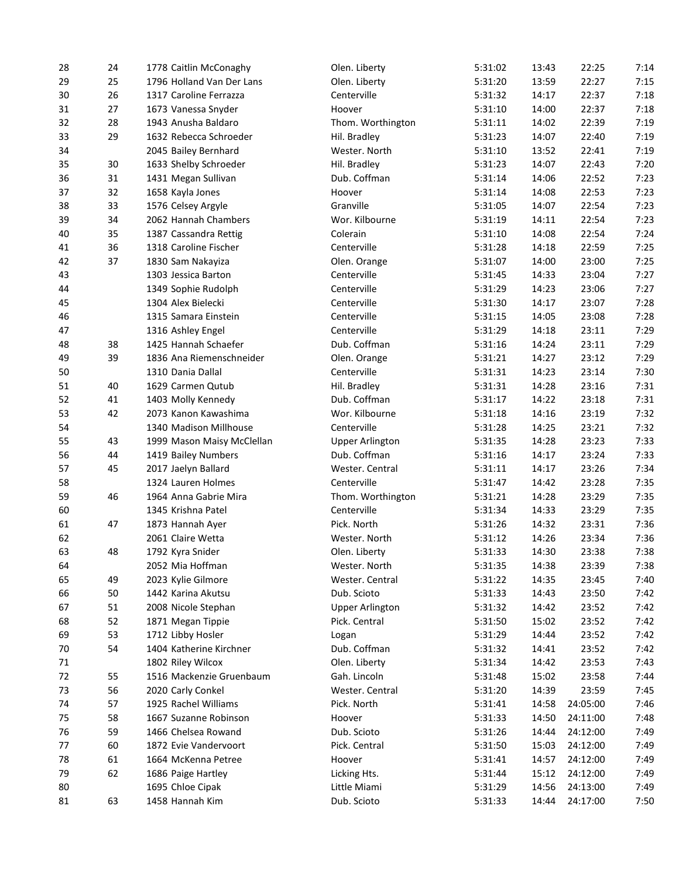| | | | | | | | |
|---|---|---|---|---|---|---|---|
| 28 | 24 | 1778 Caitlin McConaghy | Olen. Liberty | 5:31:02 | 13:43 | 22:25 | 7:14 |
| 29 | 25 | 1796 Holland Van Der Lans | Olen. Liberty | 5:31:20 | 13:59 | 22:27 | 7:15 |
| 30 | 26 | 1317 Caroline Ferrazza | Centerville | 5:31:32 | 14:17 | 22:37 | 7:18 |
| 31 | 27 | 1673 Vanessa Snyder | Hoover | 5:31:10 | 14:00 | 22:37 | 7:18 |
| 32 | 28 | 1943 Anusha Baldaro | Thom. Worthington | 5:31:11 | 14:02 | 22:39 | 7:19 |
| 33 | 29 | 1632 Rebecca Schroeder | Hil. Bradley | 5:31:23 | 14:07 | 22:40 | 7:19 |
| 34 | | 2045 Bailey Bernhard | Wester. North | 5:31:10 | 13:52 | 22:41 | 7:19 |
| 35 | 30 | 1633 Shelby Schroeder | Hil. Bradley | 5:31:23 | 14:07 | 22:43 | 7:20 |
| 36 | 31 | 1431 Megan Sullivan | Dub. Coffman | 5:31:14 | 14:06 | 22:52 | 7:23 |
| 37 | 32 | 1658 Kayla Jones | Hoover | 5:31:14 | 14:08 | 22:53 | 7:23 |
| 38 | 33 | 1576 Celsey Argyle | Granville | 5:31:05 | 14:07 | 22:54 | 7:23 |
| 39 | 34 | 2062 Hannah Chambers | Wor. Kilbourne | 5:31:19 | 14:11 | 22:54 | 7:23 |
| 40 | 35 | 1387 Cassandra Rettig | Colerain | 5:31:10 | 14:08 | 22:54 | 7:24 |
| 41 | 36 | 1318 Caroline Fischer | Centerville | 5:31:28 | 14:18 | 22:59 | 7:25 |
| 42 | 37 | 1830 Sam Nakayiza | Olen. Orange | 5:31:07 | 14:00 | 23:00 | 7:25 |
| 43 | | 1303 Jessica Barton | Centerville | 5:31:45 | 14:33 | 23:04 | 7:27 |
| 44 | | 1349 Sophie Rudolph | Centerville | 5:31:29 | 14:23 | 23:06 | 7:27 |
| 45 | | 1304 Alex Bielecki | Centerville | 5:31:30 | 14:17 | 23:07 | 7:28 |
| 46 | | 1315 Samara Einstein | Centerville | 5:31:15 | 14:05 | 23:08 | 7:28 |
| 47 | | 1316 Ashley Engel | Centerville | 5:31:29 | 14:18 | 23:11 | 7:29 |
| 48 | 38 | 1425 Hannah Schaefer | Dub. Coffman | 5:31:16 | 14:24 | 23:11 | 7:29 |
| 49 | 39 | 1836 Ana Riemenschneider | Olen. Orange | 5:31:21 | 14:27 | 23:12 | 7:29 |
| 50 | | 1310 Dania Dallal | Centerville | 5:31:31 | 14:23 | 23:14 | 7:30 |
| 51 | 40 | 1629 Carmen Qutub | Hil. Bradley | 5:31:31 | 14:28 | 23:16 | 7:31 |
| 52 | 41 | 1403 Molly Kennedy | Dub. Coffman | 5:31:17 | 14:22 | 23:18 | 7:31 |
| 53 | 42 | 2073 Kanon Kawashima | Wor. Kilbourne | 5:31:18 | 14:16 | 23:19 | 7:32 |
| 54 | | 1340 Madison Millhouse | Centerville | 5:31:28 | 14:25 | 23:21 | 7:32 |
| 55 | 43 | 1999 Mason Maisy McClellan | Upper Arlington | 5:31:35 | 14:28 | 23:23 | 7:33 |
| 56 | 44 | 1419 Bailey Numbers | Dub. Coffman | 5:31:16 | 14:17 | 23:24 | 7:33 |
| 57 | 45 | 2017 Jaelyn Ballard | Wester. Central | 5:31:11 | 14:17 | 23:26 | 7:34 |
| 58 | | 1324 Lauren Holmes | Centerville | 5:31:47 | 14:42 | 23:28 | 7:35 |
| 59 | 46 | 1964 Anna Gabrie Mira | Thom. Worthington | 5:31:21 | 14:28 | 23:29 | 7:35 |
| 60 | | 1345 Krishna Patel | Centerville | 5:31:34 | 14:33 | 23:29 | 7:35 |
| 61 | 47 | 1873 Hannah Ayer | Pick. North | 5:31:26 | 14:32 | 23:31 | 7:36 |
| 62 | | 2061 Claire Wetta | Wester. North | 5:31:12 | 14:26 | 23:34 | 7:36 |
| 63 | 48 | 1792 Kyra Snider | Olen. Liberty | 5:31:33 | 14:30 | 23:38 | 7:38 |
| 64 | | 2052 Mia Hoffman | Wester. North | 5:31:35 | 14:38 | 23:39 | 7:38 |
| 65 | 49 | 2023 Kylie Gilmore | Wester. Central | 5:31:22 | 14:35 | 23:45 | 7:40 |
| 66 | 50 | 1442 Karina Akutsu | Dub. Scioto | 5:31:33 | 14:43 | 23:50 | 7:42 |
| 67 | 51 | 2008 Nicole Stephan | Upper Arlington | 5:31:32 | 14:42 | 23:52 | 7:42 |
| 68 | 52 | 1871 Megan Tippie | Pick. Central | 5:31:50 | 15:02 | 23:52 | 7:42 |
| 69 | 53 | 1712 Libby Hosler | Logan | 5:31:29 | 14:44 | 23:52 | 7:42 |
| 70 | 54 | 1404 Katherine Kirchner | Dub. Coffman | 5:31:32 | 14:41 | 23:52 | 7:42 |
| 71 | | 1802 Riley Wilcox | Olen. Liberty | 5:31:34 | 14:42 | 23:53 | 7:43 |
| 72 | 55 | 1516 Mackenzie Gruenbaum | Gah. Lincoln | 5:31:48 | 15:02 | 23:58 | 7:44 |
| 73 | 56 | 2020 Carly Conkel | Wester. Central | 5:31:20 | 14:39 | 23:59 | 7:45 |
| 74 | 57 | 1925 Rachel Williams | Pick. North | 5:31:41 | 14:58 | 24:05:00 | 7:46 |
| 75 | 58 | 1667 Suzanne Robinson | Hoover | 5:31:33 | 14:50 | 24:11:00 | 7:48 |
| 76 | 59 | 1466 Chelsea Rowand | Dub. Scioto | 5:31:26 | 14:44 | 24:12:00 | 7:49 |
| 77 | 60 | 1872 Evie Vandervoort | Pick. Central | 5:31:50 | 15:03 | 24:12:00 | 7:49 |
| 78 | 61 | 1664 McKenna Petree | Hoover | 5:31:41 | 14:57 | 24:12:00 | 7:49 |
| 79 | 62 | 1686 Paige Hartley | Licking Hts. | 5:31:44 | 15:12 | 24:12:00 | 7:49 |
| 80 | | 1695 Chloe Cipak | Little Miami | 5:31:29 | 14:56 | 24:13:00 | 7:49 |
| 81 | 63 | 1458 Hannah Kim | Dub. Scioto | 5:31:33 | 14:44 | 24:17:00 | 7:50 |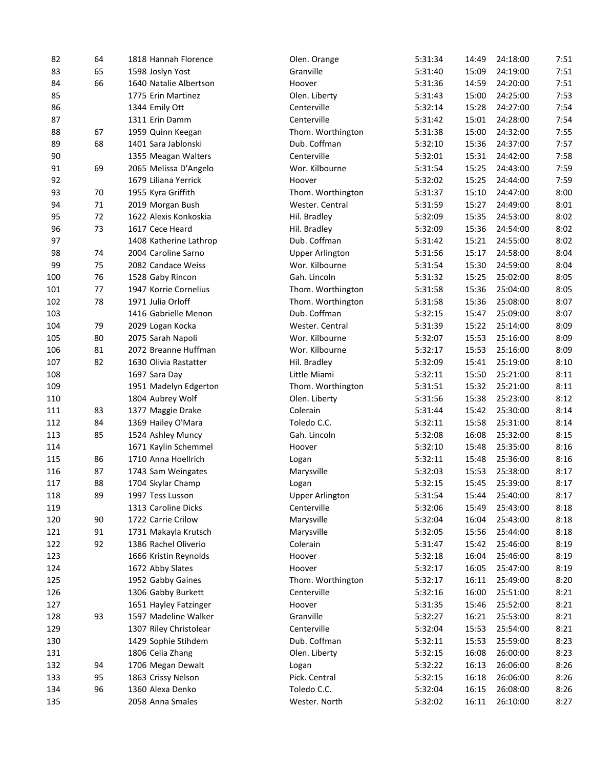| | | | | | | | |
|---|---|---|---|---|---|---|---|
| 82 | 64 | 1818 Hannah Florence | Olen. Orange | 5:31:34 | 14:49 | 24:18:00 | 7:51 |
| 83 | 65 | 1598 Joslyn Yost | Granville | 5:31:40 | 15:09 | 24:19:00 | 7:51 |
| 84 | 66 | 1640 Natalie Albertson | Hoover | 5:31:36 | 14:59 | 24:20:00 | 7:51 |
| 85 | | 1775 Erin Martinez | Olen. Liberty | 5:31:43 | 15:00 | 24:25:00 | 7:53 |
| 86 | | 1344 Emily Ott | Centerville | 5:32:14 | 15:28 | 24:27:00 | 7:54 |
| 87 | | 1311 Erin Damm | Centerville | 5:31:42 | 15:01 | 24:28:00 | 7:54 |
| 88 | 67 | 1959 Quinn Keegan | Thom. Worthington | 5:31:38 | 15:00 | 24:32:00 | 7:55 |
| 89 | 68 | 1401 Sara Jablonski | Dub. Coffman | 5:32:10 | 15:36 | 24:37:00 | 7:57 |
| 90 | | 1355 Meagan Walters | Centerville | 5:32:01 | 15:31 | 24:42:00 | 7:58 |
| 91 | 69 | 2065 Melissa D'Angelo | Wor. Kilbourne | 5:31:54 | 15:25 | 24:43:00 | 7:59 |
| 92 | | 1679 Liliana Yerrick | Hoover | 5:32:02 | 15:25 | 24:44:00 | 7:59 |
| 93 | 70 | 1955 Kyra Griffith | Thom. Worthington | 5:31:37 | 15:10 | 24:47:00 | 8:00 |
| 94 | 71 | 2019 Morgan Bush | Wester. Central | 5:31:59 | 15:27 | 24:49:00 | 8:01 |
| 95 | 72 | 1622 Alexis Konkoskia | Hil. Bradley | 5:32:09 | 15:35 | 24:53:00 | 8:02 |
| 96 | 73 | 1617 Cece Heard | Hil. Bradley | 5:32:09 | 15:36 | 24:54:00 | 8:02 |
| 97 | | 1408 Katherine Lathrop | Dub. Coffman | 5:31:42 | 15:21 | 24:55:00 | 8:02 |
| 98 | 74 | 2004 Caroline Sarno | Upper Arlington | 5:31:56 | 15:17 | 24:58:00 | 8:04 |
| 99 | 75 | 2082 Candace Weiss | Wor. Kilbourne | 5:31:54 | 15:30 | 24:59:00 | 8:04 |
| 100 | 76 | 1528 Gaby Rincon | Gah. Lincoln | 5:31:32 | 15:25 | 25:02:00 | 8:05 |
| 101 | 77 | 1947 Korrie Cornelius | Thom. Worthington | 5:31:58 | 15:36 | 25:04:00 | 8:05 |
| 102 | 78 | 1971 Julia Orloff | Thom. Worthington | 5:31:58 | 15:36 | 25:08:00 | 8:07 |
| 103 | | 1416 Gabrielle Menon | Dub. Coffman | 5:32:15 | 15:47 | 25:09:00 | 8:07 |
| 104 | 79 | 2029 Logan Kocka | Wester. Central | 5:31:39 | 15:22 | 25:14:00 | 8:09 |
| 105 | 80 | 2075 Sarah Napoli | Wor. Kilbourne | 5:32:07 | 15:53 | 25:16:00 | 8:09 |
| 106 | 81 | 2072 Breanne Huffman | Wor. Kilbourne | 5:32:17 | 15:53 | 25:16:00 | 8:09 |
| 107 | 82 | 1630 Olivia Rastatter | Hil. Bradley | 5:32:09 | 15:41 | 25:19:00 | 8:10 |
| 108 | | 1697 Sara Day | Little Miami | 5:32:11 | 15:50 | 25:21:00 | 8:11 |
| 109 | | 1951 Madelyn Edgerton | Thom. Worthington | 5:31:51 | 15:32 | 25:21:00 | 8:11 |
| 110 | | 1804 Aubrey Wolf | Olen. Liberty | 5:31:56 | 15:38 | 25:23:00 | 8:12 |
| 111 | 83 | 1377 Maggie Drake | Colerain | 5:31:44 | 15:42 | 25:30:00 | 8:14 |
| 112 | 84 | 1369 Hailey O'Mara | Toledo C.C. | 5:32:11 | 15:58 | 25:31:00 | 8:14 |
| 113 | 85 | 1524 Ashley Muncy | Gah. Lincoln | 5:32:08 | 16:08 | 25:32:00 | 8:15 |
| 114 | | 1671 Kaylin Schemmel | Hoover | 5:32:10 | 15:48 | 25:35:00 | 8:16 |
| 115 | 86 | 1710 Anna Hoellrich | Logan | 5:32:11 | 15:48 | 25:36:00 | 8:16 |
| 116 | 87 | 1743 Sam Weingates | Marysville | 5:32:03 | 15:53 | 25:38:00 | 8:17 |
| 117 | 88 | 1704 Skylar Champ | Logan | 5:32:15 | 15:45 | 25:39:00 | 8:17 |
| 118 | 89 | 1997 Tess Lusson | Upper Arlington | 5:31:54 | 15:44 | 25:40:00 | 8:17 |
| 119 | | 1313 Caroline Dicks | Centerville | 5:32:06 | 15:49 | 25:43:00 | 8:18 |
| 120 | 90 | 1722 Carrie Crilow | Marysville | 5:32:04 | 16:04 | 25:43:00 | 8:18 |
| 121 | 91 | 1731 Makayla Krutsch | Marysville | 5:32:05 | 15:56 | 25:44:00 | 8:18 |
| 122 | 92 | 1386 Rachel Oliverio | Colerain | 5:31:47 | 15:42 | 25:46:00 | 8:19 |
| 123 | | 1666 Kristin Reynolds | Hoover | 5:32:18 | 16:04 | 25:46:00 | 8:19 |
| 124 | | 1672 Abby Slates | Hoover | 5:32:17 | 16:05 | 25:47:00 | 8:19 |
| 125 | | 1952 Gabby Gaines | Thom. Worthington | 5:32:17 | 16:11 | 25:49:00 | 8:20 |
| 126 | | 1306 Gabby Burkett | Centerville | 5:32:16 | 16:00 | 25:51:00 | 8:21 |
| 127 | | 1651 Hayley Fatzinger | Hoover | 5:31:35 | 15:46 | 25:52:00 | 8:21 |
| 128 | 93 | 1597 Madeline Walker | Granville | 5:32:27 | 16:21 | 25:53:00 | 8:21 |
| 129 | | 1307 Riley Christolear | Centerville | 5:32:04 | 15:53 | 25:54:00 | 8:21 |
| 130 | | 1429 Sophie Stihdem | Dub. Coffman | 5:32:11 | 15:53 | 25:59:00 | 8:23 |
| 131 | | 1806 Celia Zhang | Olen. Liberty | 5:32:15 | 16:08 | 26:00:00 | 8:23 |
| 132 | 94 | 1706 Megan Dewalt | Logan | 5:32:22 | 16:13 | 26:06:00 | 8:26 |
| 133 | 95 | 1863 Crissy Nelson | Pick. Central | 5:32:15 | 16:18 | 26:06:00 | 8:26 |
| 134 | 96 | 1360 Alexa Denko | Toledo C.C. | 5:32:04 | 16:15 | 26:08:00 | 8:26 |
| 135 | | 2058 Anna Smales | Wester. North | 5:32:02 | 16:11 | 26:10:00 | 8:27 |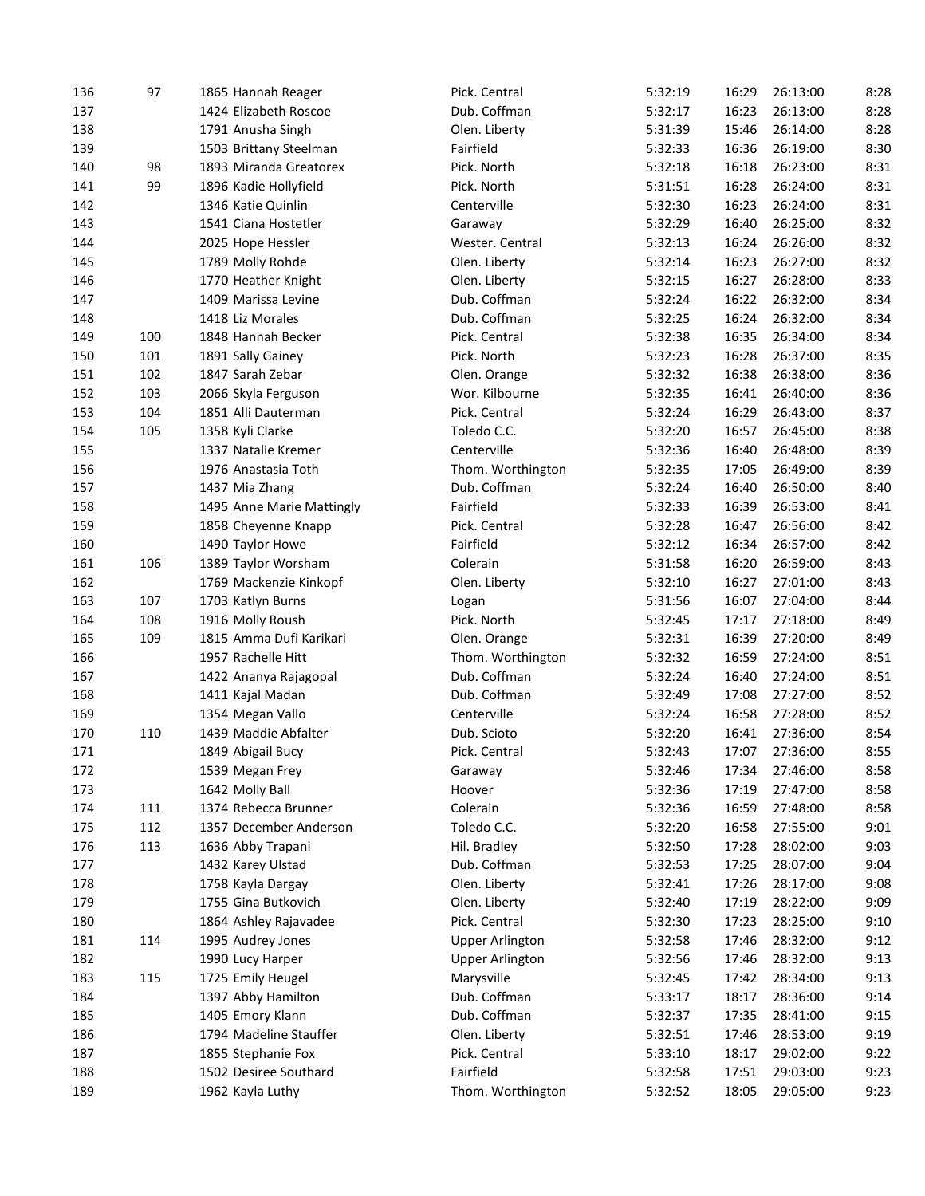| | | | | | | | |
|---|---|---|---|---|---|---|---|
| 136 | 97 | 1865 Hannah Reager | Pick. Central | 5:32:19 | 16:29 | 26:13:00 | 8:28 |
| 137 | | 1424 Elizabeth Roscoe | Dub. Coffman | 5:32:17 | 16:23 | 26:13:00 | 8:28 |
| 138 | | 1791 Anusha Singh | Olen. Liberty | 5:31:39 | 15:46 | 26:14:00 | 8:28 |
| 139 | | 1503 Brittany Steelman | Fairfield | 5:32:33 | 16:36 | 26:19:00 | 8:30 |
| 140 | 98 | 1893 Miranda Greatorex | Pick. North | 5:32:18 | 16:18 | 26:23:00 | 8:31 |
| 141 | 99 | 1896 Kadie Hollyfield | Pick. North | 5:31:51 | 16:28 | 26:24:00 | 8:31 |
| 142 | | 1346 Katie Quinlin | Centerville | 5:32:30 | 16:23 | 26:24:00 | 8:31 |
| 143 | | 1541 Ciana Hostetler | Garaway | 5:32:29 | 16:40 | 26:25:00 | 8:32 |
| 144 | | 2025 Hope Hessler | Wester. Central | 5:32:13 | 16:24 | 26:26:00 | 8:32 |
| 145 | | 1789 Molly Rohde | Olen. Liberty | 5:32:14 | 16:23 | 26:27:00 | 8:32 |
| 146 | | 1770 Heather Knight | Olen. Liberty | 5:32:15 | 16:27 | 26:28:00 | 8:33 |
| 147 | | 1409 Marissa Levine | Dub. Coffman | 5:32:24 | 16:22 | 26:32:00 | 8:34 |
| 148 | | 1418 Liz Morales | Dub. Coffman | 5:32:25 | 16:24 | 26:32:00 | 8:34 |
| 149 | 100 | 1848 Hannah Becker | Pick. Central | 5:32:38 | 16:35 | 26:34:00 | 8:34 |
| 150 | 101 | 1891 Sally Gainey | Pick. North | 5:32:23 | 16:28 | 26:37:00 | 8:35 |
| 151 | 102 | 1847 Sarah Zebar | Olen. Orange | 5:32:32 | 16:38 | 26:38:00 | 8:36 |
| 152 | 103 | 2066 Skyla Ferguson | Wor. Kilbourne | 5:32:35 | 16:41 | 26:40:00 | 8:36 |
| 153 | 104 | 1851 Alli Dauterman | Pick. Central | 5:32:24 | 16:29 | 26:43:00 | 8:37 |
| 154 | 105 | 1358 Kyli Clarke | Toledo C.C. | 5:32:20 | 16:57 | 26:45:00 | 8:38 |
| 155 | | 1337 Natalie Kremer | Centerville | 5:32:36 | 16:40 | 26:48:00 | 8:39 |
| 156 | | 1976 Anastasia Toth | Thom. Worthington | 5:32:35 | 17:05 | 26:49:00 | 8:39 |
| 157 | | 1437 Mia Zhang | Dub. Coffman | 5:32:24 | 16:40 | 26:50:00 | 8:40 |
| 158 | | 1495 Anne Marie Mattingly | Fairfield | 5:32:33 | 16:39 | 26:53:00 | 8:41 |
| 159 | | 1858 Cheyenne Knapp | Pick. Central | 5:32:28 | 16:47 | 26:56:00 | 8:42 |
| 160 | | 1490 Taylor Howe | Fairfield | 5:32:12 | 16:34 | 26:57:00 | 8:42 |
| 161 | 106 | 1389 Taylor Worsham | Colerain | 5:31:58 | 16:20 | 26:59:00 | 8:43 |
| 162 | | 1769 Mackenzie Kinkopf | Olen. Liberty | 5:32:10 | 16:27 | 27:01:00 | 8:43 |
| 163 | 107 | 1703 Katlyn Burns | Logan | 5:31:56 | 16:07 | 27:04:00 | 8:44 |
| 164 | 108 | 1916 Molly Roush | Pick. North | 5:32:45 | 17:17 | 27:18:00 | 8:49 |
| 165 | 109 | 1815 Amma Dufi Karikari | Olen. Orange | 5:32:31 | 16:39 | 27:20:00 | 8:49 |
| 166 | | 1957 Rachelle Hitt | Thom. Worthington | 5:32:32 | 16:59 | 27:24:00 | 8:51 |
| 167 | | 1422 Ananya Rajagopal | Dub. Coffman | 5:32:24 | 16:40 | 27:24:00 | 8:51 |
| 168 | | 1411 Kajal Madan | Dub. Coffman | 5:32:49 | 17:08 | 27:27:00 | 8:52 |
| 169 | | 1354 Megan Vallo | Centerville | 5:32:24 | 16:58 | 27:28:00 | 8:52 |
| 170 | 110 | 1439 Maddie Abfalter | Dub. Scioto | 5:32:20 | 16:41 | 27:36:00 | 8:54 |
| 171 | | 1849 Abigail Bucy | Pick. Central | 5:32:43 | 17:07 | 27:36:00 | 8:55 |
| 172 | | 1539 Megan Frey | Garaway | 5:32:46 | 17:34 | 27:46:00 | 8:58 |
| 173 | | 1642 Molly Ball | Hoover | 5:32:36 | 17:19 | 27:47:00 | 8:58 |
| 174 | 111 | 1374 Rebecca Brunner | Colerain | 5:32:36 | 16:59 | 27:48:00 | 8:58 |
| 175 | 112 | 1357 December Anderson | Toledo C.C. | 5:32:20 | 16:58 | 27:55:00 | 9:01 |
| 176 | 113 | 1636 Abby Trapani | Hil. Bradley | 5:32:50 | 17:28 | 28:02:00 | 9:03 |
| 177 | | 1432 Karey Ulstad | Dub. Coffman | 5:32:53 | 17:25 | 28:07:00 | 9:04 |
| 178 | | 1758 Kayla Dargay | Olen. Liberty | 5:32:41 | 17:26 | 28:17:00 | 9:08 |
| 179 | | 1755 Gina Butkovich | Olen. Liberty | 5:32:40 | 17:19 | 28:22:00 | 9:09 |
| 180 | | 1864 Ashley Rajavadee | Pick. Central | 5:32:30 | 17:23 | 28:25:00 | 9:10 |
| 181 | 114 | 1995 Audrey Jones | Upper Arlington | 5:32:58 | 17:46 | 28:32:00 | 9:12 |
| 182 | | 1990 Lucy Harper | Upper Arlington | 5:32:56 | 17:46 | 28:32:00 | 9:13 |
| 183 | 115 | 1725 Emily Heugel | Marysville | 5:32:45 | 17:42 | 28:34:00 | 9:13 |
| 184 | | 1397 Abby Hamilton | Dub. Coffman | 5:33:17 | 18:17 | 28:36:00 | 9:14 |
| 185 | | 1405 Emory Klann | Dub. Coffman | 5:32:37 | 17:35 | 28:41:00 | 9:15 |
| 186 | | 1794 Madeline Stauffer | Olen. Liberty | 5:32:51 | 17:46 | 28:53:00 | 9:19 |
| 187 | | 1855 Stephanie Fox | Pick. Central | 5:33:10 | 18:17 | 29:02:00 | 9:22 |
| 188 | | 1502 Desiree Southard | Fairfield | 5:32:58 | 17:51 | 29:03:00 | 9:23 |
| 189 | | 1962 Kayla Luthy | Thom. Worthington | 5:32:52 | 18:05 | 29:05:00 | 9:23 |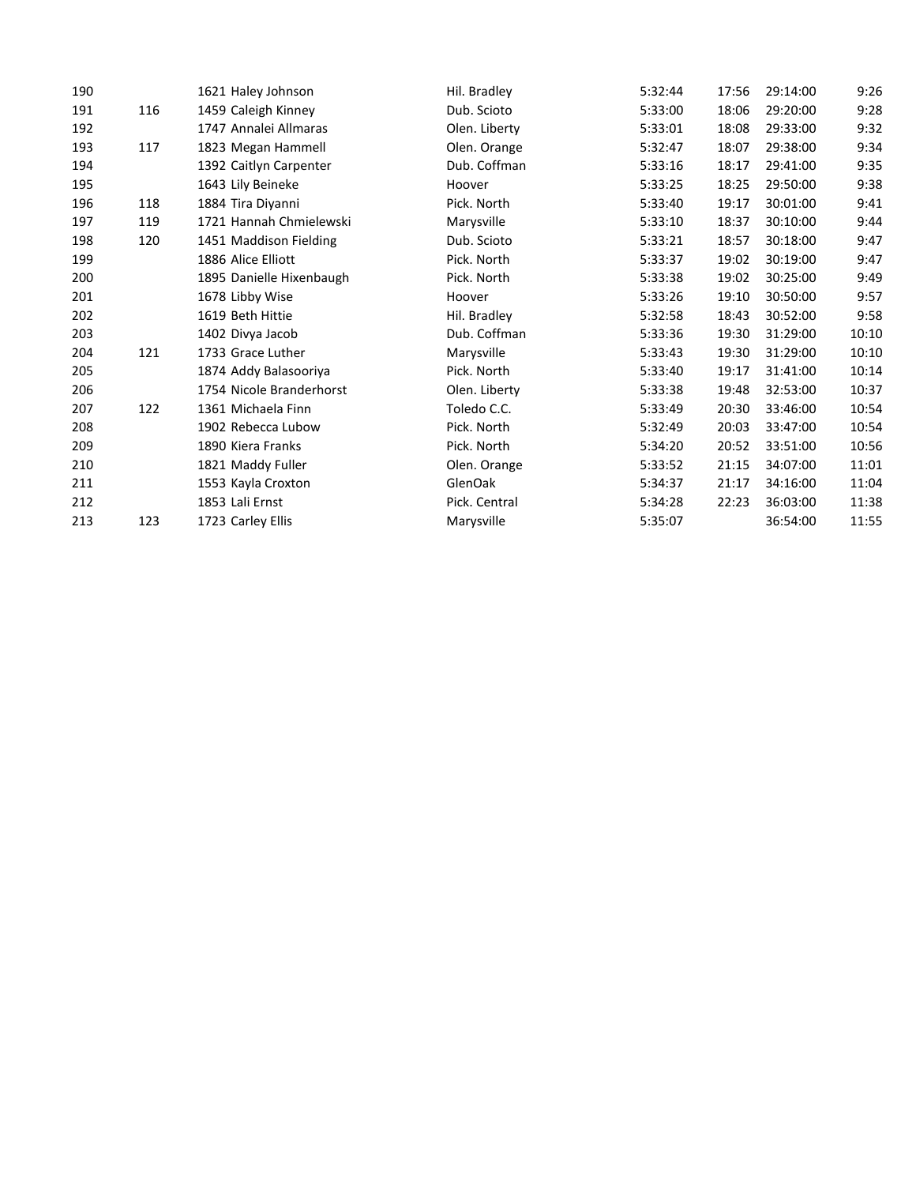| | | | | | | | | |
|---|---|---|---|---|---|---|---|---|
| 190 | | 1621 | Haley Johnson | Hil. Bradley | 5:32:44 | 17:56 | 29:14:00 | 9:26 |
| 191 | 116 | 1459 | Caleigh Kinney | Dub. Scioto | 5:33:00 | 18:06 | 29:20:00 | 9:28 |
| 192 | | 1747 | Annalei Allmaras | Olen. Liberty | 5:33:01 | 18:08 | 29:33:00 | 9:32 |
| 193 | 117 | 1823 | Megan Hammell | Olen. Orange | 5:32:47 | 18:07 | 29:38:00 | 9:34 |
| 194 | | 1392 | Caitlyn Carpenter | Dub. Coffman | 5:33:16 | 18:17 | 29:41:00 | 9:35 |
| 195 | | 1643 | Lily Beineke | Hoover | 5:33:25 | 18:25 | 29:50:00 | 9:38 |
| 196 | 118 | 1884 | Tira Diyanni | Pick. North | 5:33:40 | 19:17 | 30:01:00 | 9:41 |
| 197 | 119 | 1721 | Hannah Chmielewski | Marysville | 5:33:10 | 18:37 | 30:10:00 | 9:44 |
| 198 | 120 | 1451 | Maddison Fielding | Dub. Scioto | 5:33:21 | 18:57 | 30:18:00 | 9:47 |
| 199 | | 1886 | Alice Elliott | Pick. North | 5:33:37 | 19:02 | 30:19:00 | 9:47 |
| 200 | | 1895 | Danielle Hixenbaugh | Pick. North | 5:33:38 | 19:02 | 30:25:00 | 9:49 |
| 201 | | 1678 | Libby Wise | Hoover | 5:33:26 | 19:10 | 30:50:00 | 9:57 |
| 202 | | 1619 | Beth Hittie | Hil. Bradley | 5:32:58 | 18:43 | 30:52:00 | 9:58 |
| 203 | | 1402 | Divya Jacob | Dub. Coffman | 5:33:36 | 19:30 | 31:29:00 | 10:10 |
| 204 | 121 | 1733 | Grace Luther | Marysville | 5:33:43 | 19:30 | 31:29:00 | 10:10 |
| 205 | | 1874 | Addy Balasooriya | Pick. North | 5:33:40 | 19:17 | 31:41:00 | 10:14 |
| 206 | | 1754 | Nicole Branderhorst | Olen. Liberty | 5:33:38 | 19:48 | 32:53:00 | 10:37 |
| 207 | 122 | 1361 | Michaela Finn | Toledo C.C. | 5:33:49 | 20:30 | 33:46:00 | 10:54 |
| 208 | | 1902 | Rebecca Lubow | Pick. North | 5:32:49 | 20:03 | 33:47:00 | 10:54 |
| 209 | | 1890 | Kiera Franks | Pick. North | 5:34:20 | 20:52 | 33:51:00 | 10:56 |
| 210 | | 1821 | Maddy Fuller | Olen. Orange | 5:33:52 | 21:15 | 34:07:00 | 11:01 |
| 211 | | 1553 | Kayla Croxton | GlenOak | 5:34:37 | 21:17 | 34:16:00 | 11:04 |
| 212 | | 1853 | Lali Ernst | Pick. Central | 5:34:28 | 22:23 | 36:03:00 | 11:38 |
| 213 | 123 | 1723 | Carley Ellis | Marysville | 5:35:07 | | 36:54:00 | 11:55 |